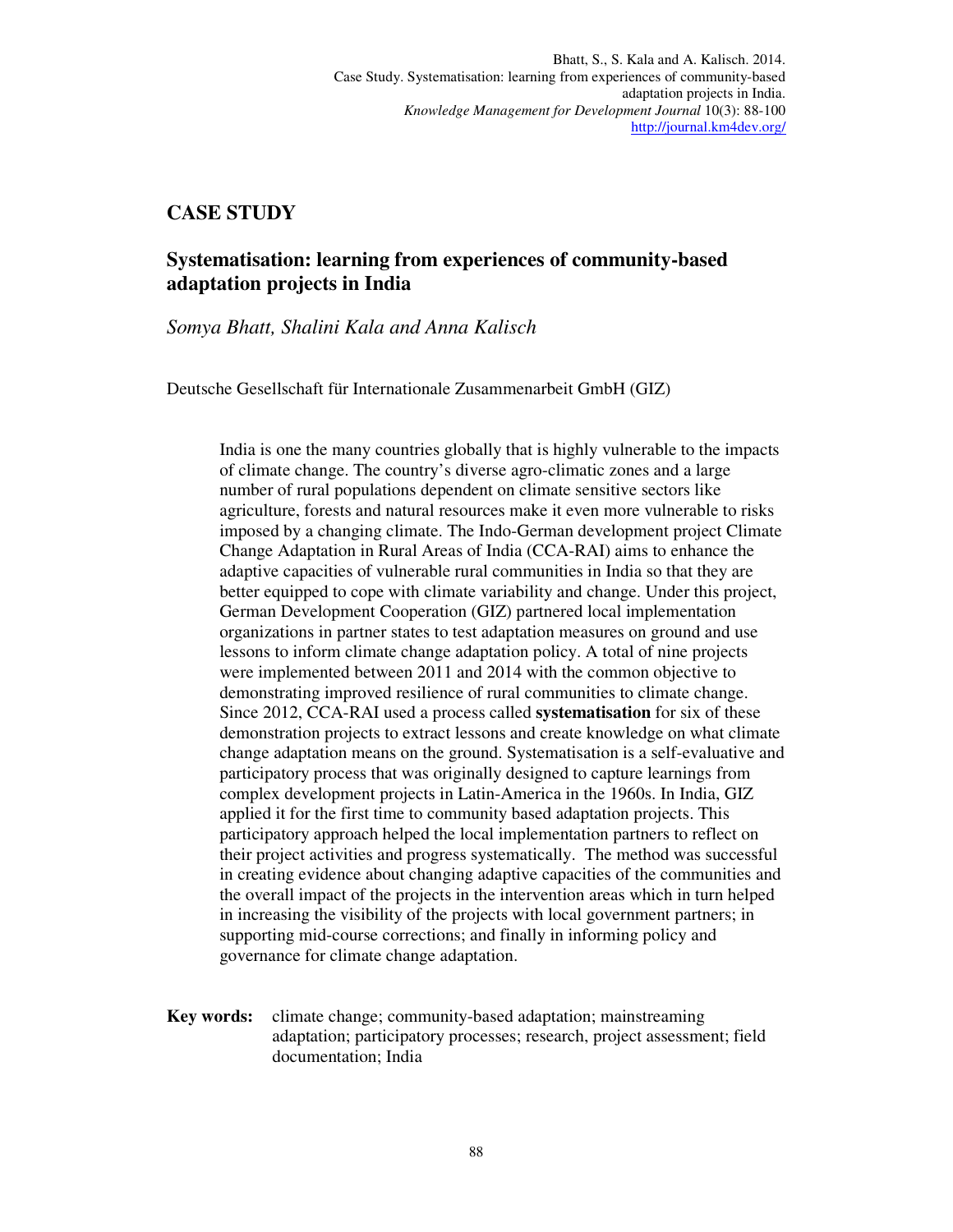Bhatt, S., S. Kala and A. Kalisch. 2014.
Case Study. Systematisation: learning from experiences of community-based adaptation projects in India.
*Knowledge Management for Development Journal* 10(3): 88-100
http://journal.km4dev.org/

## CASE STUDY

## Systematisation: learning from experiences of community-based adaptation projects in India

*Somya Bhatt, Shalini Kala and Anna Kalisch*

Deutsche Gesellschaft für Internationale Zusammenarbeit GmbH (GIZ)

> India is one the many countries globally that is highly vulnerable to the impacts of climate change. The country's diverse agro-climatic zones and a large number of rural populations dependent on climate sensitive sectors like agriculture, forests and natural resources make it even more vulnerable to risks imposed by a changing climate. The Indo-German development project Climate Change Adaptation in Rural Areas of India (CCA-RAI) aims to enhance the adaptive capacities of vulnerable rural communities in India so that they are better equipped to cope with climate variability and change. Under this project, German Development Cooperation (GIZ) partnered local implementation organizations in partner states to test adaptation measures on ground and use lessons to inform climate change adaptation policy. A total of nine projects were implemented between 2011 and 2014 with the common objective to demonstrating improved resilience of rural communities to climate change. Since 2012, CCA-RAI used a process called **systematisation** for six of these demonstration projects to extract lessons and create knowledge on what climate change adaptation means on the ground. Systematisation is a self-evaluative and participatory process that was originally designed to capture learnings from complex development projects in Latin-America in the 1960s. In India, GIZ applied it for the first time to community based adaptation projects. This participatory approach helped the local implementation partners to reflect on their project activities and progress systematically. The method was successful in creating evidence about changing adaptive capacities of the communities and the overall impact of the projects in the intervention areas which in turn helped in increasing the visibility of the projects with local government partners; in supporting mid-course corrections; and finally in informing policy and governance for climate change adaptation.

**Key words:** climate change; community-based adaptation; mainstreaming adaptation; participatory processes; research, project assessment; field documentation; India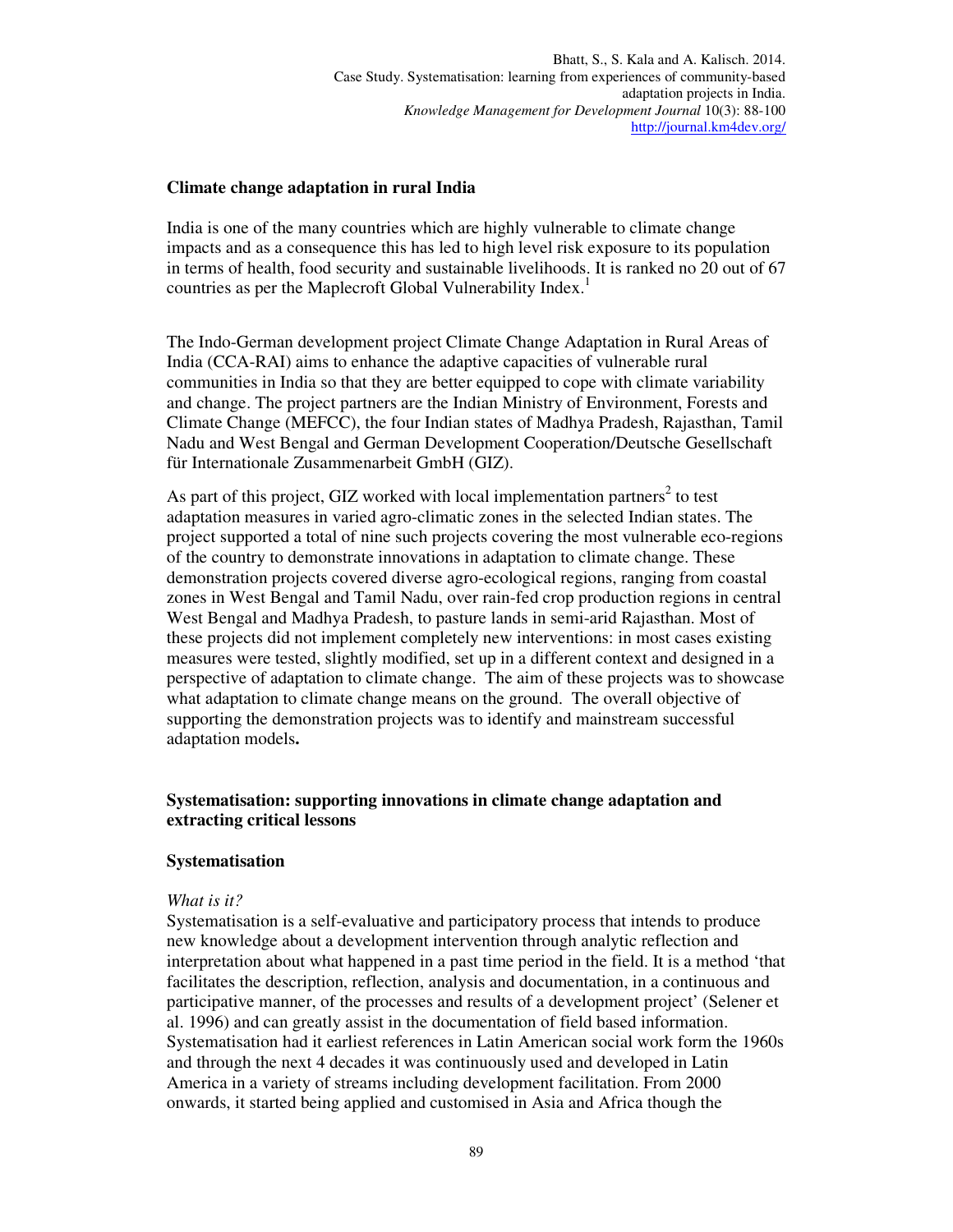### Climate change adaptation in rural India

India is one of the many countries which are highly vulnerable to climate change impacts and as a consequence this has led to high level risk exposure to its population in terms of health, food security and sustainable livelihoods. It is ranked no 20 out of 67 countries as per the Maplecroft Global Vulnerability Index.[1]

The Indo-German development project Climate Change Adaptation in Rural Areas of India (CCA-RAI) aims to enhance the adaptive capacities of vulnerable rural communities in India so that they are better equipped to cope with climate variability and change. The project partners are the Indian Ministry of Environment, Forests and Climate Change (MEFCC), the four Indian states of Madhya Pradesh, Rajasthan, Tamil Nadu and West Bengal and German Development Cooperation/Deutsche Gesellschaft für Internationale Zusammenarbeit GmbH (GIZ).

As part of this project, GIZ worked with local implementation partners[2] to test adaptation measures in varied agro-climatic zones in the selected Indian states. The project supported a total of nine such projects covering the most vulnerable eco-regions of the country to demonstrate innovations in adaptation to climate change. These demonstration projects covered diverse agro-ecological regions, ranging from coastal zones in West Bengal and Tamil Nadu, over rain-fed crop production regions in central West Bengal and Madhya Pradesh, to pasture lands in semi-arid Rajasthan. Most of these projects did not implement completely new interventions: in most cases existing measures were tested, slightly modified, set up in a different context and designed in a perspective of adaptation to climate change. The aim of these projects was to showcase what adaptation to climate change means on the ground. The overall objective of supporting the demonstration projects was to identify and mainstream successful adaptation models**.**

### Systematisation: supporting innovations in climate change adaptation and extracting critical lessons

### Systematisation

*What is it?*

Systematisation is a self-evaluative and participatory process that intends to produce new knowledge about a development intervention through analytic reflection and interpretation about what happened in a past time period in the field. It is a method 'that facilitates the description, reflection, analysis and documentation, in a continuous and participative manner, of the processes and results of a development project' (Selener et al. 1996) and can greatly assist in the documentation of field based information. Systematisation had it earliest references in Latin American social work form the 1960s and through the next 4 decades it was continuously used and developed in Latin America in a variety of streams including development facilitation. From 2000 onwards, it started being applied and customised in Asia and Africa though the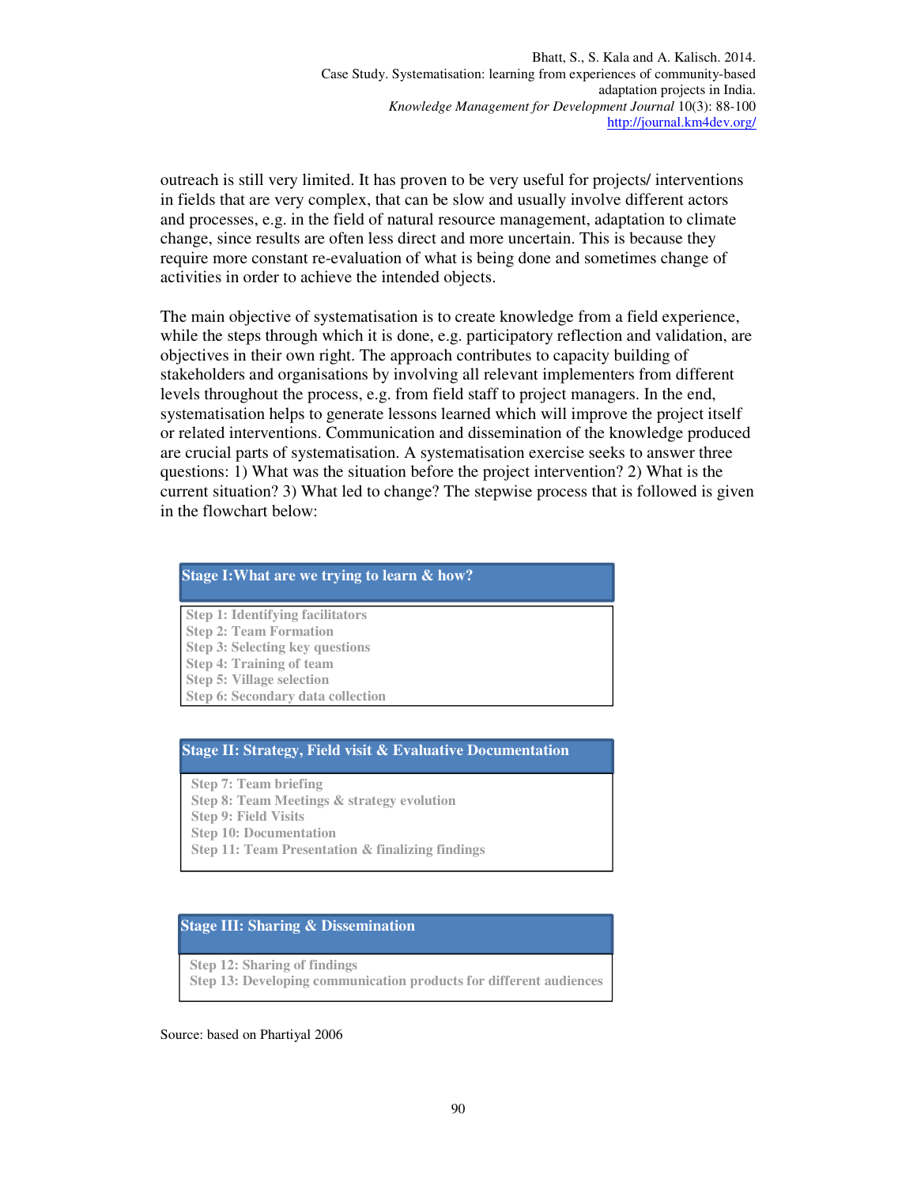outreach is still very limited. It has proven to be very useful for projects/ interventions in fields that are very complex, that can be slow and usually involve different actors and processes, e.g. in the field of natural resource management, adaptation to climate change, since results are often less direct and more uncertain. This is because they require more constant re-evaluation of what is being done and sometimes change of activities in order to achieve the intended objects.

The main objective of systematisation is to create knowledge from a field experience, while the steps through which it is done, e.g. participatory reflection and validation, are objectives in their own right. The approach contributes to capacity building of stakeholders and organisations by involving all relevant implementers from different levels throughout the process, e.g. from field staff to project managers. In the end, systematisation helps to generate lessons learned which will improve the project itself or related interventions. Communication and dissemination of the knowledge produced are crucial parts of systematisation. A systematisation exercise seeks to answer three questions: 1) What was the situation before the project intervention? 2) What is the current situation? 3) What led to change? The stepwise process that is followed is given in the flowchart below:

**Stage I: What are we trying to learn & how?**

- Step 1: Identifying facilitators
- Step 2: Team Formation
- Step 3: Selecting key questions
- Step 4: Training of team
- Step 5: Village selection
- Step 6: Secondary data collection

**Stage II: Strategy, Field visit & Evaluative Documentation**

- Step 7: Team briefing
- Step 8: Team Meetings & strategy evolution
- Step 9: Field Visits
- Step 10: Documentation
- Step 11: Team Presentation & finalizing findings

**Stage III: Sharing & Dissemination**

- Step 12: Sharing of findings
- Step 13: Developing communication products for different audiences

Source: based on Phartiyal 2006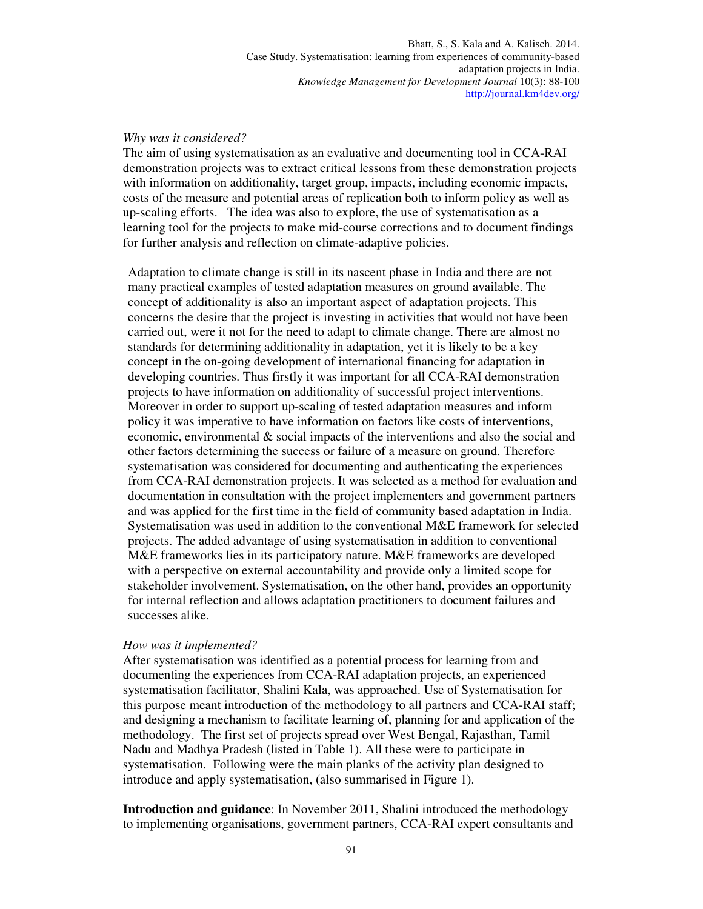*Why was it considered?*

The aim of using systematisation as an evaluative and documenting tool in CCA-RAI demonstration projects was to extract critical lessons from these demonstration projects with information on additionality, target group, impacts, including economic impacts, costs of the measure and potential areas of replication both to inform policy as well as up-scaling efforts. The idea was also to explore, the use of systematisation as a learning tool for the projects to make mid-course corrections and to document findings for further analysis and reflection on climate-adaptive policies.

Adaptation to climate change is still in its nascent phase in India and there are not many practical examples of tested adaptation measures on ground available. The concept of additionality is also an important aspect of adaptation projects. This concerns the desire that the project is investing in activities that would not have been carried out, were it not for the need to adapt to climate change. There are almost no standards for determining additionality in adaptation, yet it is likely to be a key concept in the on-going development of international financing for adaptation in developing countries. Thus firstly it was important for all CCA-RAI demonstration projects to have information on additionality of successful project interventions. Moreover in order to support up-scaling of tested adaptation measures and inform policy it was imperative to have information on factors like costs of interventions, economic, environmental & social impacts of the interventions and also the social and other factors determining the success or failure of a measure on ground. Therefore systematisation was considered for documenting and authenticating the experiences from CCA-RAI demonstration projects. It was selected as a method for evaluation and documentation in consultation with the project implementers and government partners and was applied for the first time in the field of community based adaptation in India. Systematisation was used in addition to the conventional M&E framework for selected projects. The added advantage of using systematisation in addition to conventional M&E frameworks lies in its participatory nature. M&E frameworks are developed with a perspective on external accountability and provide only a limited scope for stakeholder involvement. Systematisation, on the other hand, provides an opportunity for internal reflection and allows adaptation practitioners to document failures and successes alike.

*How was it implemented?*

After systematisation was identified as a potential process for learning from and documenting the experiences from CCA-RAI adaptation projects, an experienced systematisation facilitator, Shalini Kala, was approached. Use of Systematisation for this purpose meant introduction of the methodology to all partners and CCA-RAI staff; and designing a mechanism to facilitate learning of, planning for and application of the methodology. The first set of projects spread over West Bengal, Rajasthan, Tamil Nadu and Madhya Pradesh (listed in Table 1). All these were to participate in systematisation. Following were the main planks of the activity plan designed to introduce and apply systematisation, (also summarised in Figure 1).

**Introduction and guidance**: In November 2011, Shalini introduced the methodology to implementing organisations, government partners, CCA-RAI expert consultants and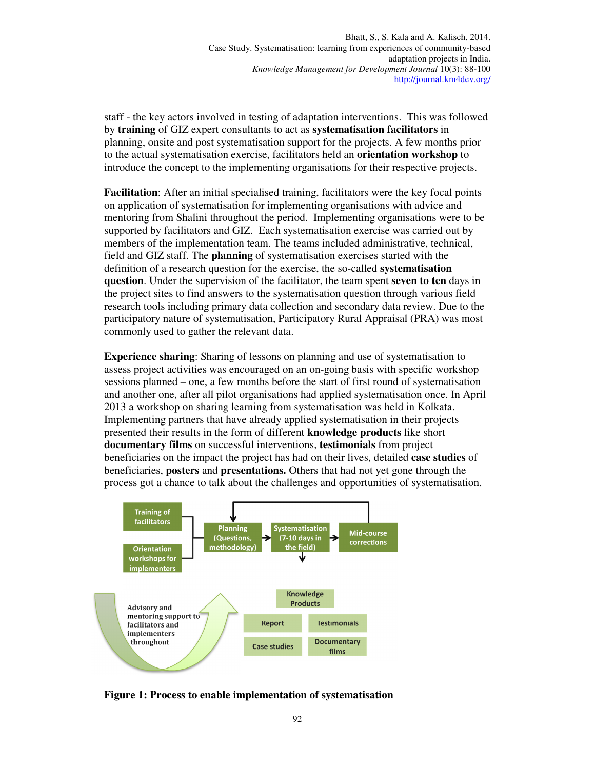staff - the key actors involved in testing of adaptation interventions. This was followed by **training** of GIZ expert consultants to act as **systematisation facilitators** in planning, onsite and post systematisation support for the projects. A few months prior to the actual systematisation exercise, facilitators held an **orientation workshop** to introduce the concept to the implementing organisations for their respective projects.

**Facilitation**: After an initial specialised training, facilitators were the key focal points on application of systematisation for implementing organisations with advice and mentoring from Shalini throughout the period. Implementing organisations were to be supported by facilitators and GIZ. Each systematisation exercise was carried out by members of the implementation team. The teams included administrative, technical, field and GIZ staff. The **planning** of systematisation exercises started with the definition of a research question for the exercise, the so-called **systematisation question**. Under the supervision of the facilitator, the team spent **seven to ten** days in the project sites to find answers to the systematisation question through various field research tools including primary data collection and secondary data review. Due to the participatory nature of systematisation, Participatory Rural Appraisal (PRA) was most commonly used to gather the relevant data.

**Experience sharing**: Sharing of lessons on planning and use of systematisation to assess project activities was encouraged on an on-going basis with specific workshop sessions planned – one, a few months before the start of first round of systematisation and another one, after all pilot organisations had applied systematisation once. In April 2013 a workshop on sharing learning from systematisation was held in Kolkata. Implementing partners that have already applied systematisation in their projects presented their results in the form of different **knowledge products** like short **documentary films** on successful interventions, **testimonials** from project beneficiaries on the impact the project has had on their lives, detailed **case studies** of beneficiaries, **posters** and **presentations.** Others that had not yet gone through the process got a chance to talk about the challenges and opportunities of systematisation.

Training of facilitators → Orientation workshops for implementers → Planning (Questions, methodology) → Systematisation (7-10 days in the field) → Mid-course corrections → (back to Planning)

Systematisation (7-10 days in the field) → Knowledge Products: Report, Testimonials, Case studies, Documentary films

Advisory and mentoring support to facilitators and implementers throughout

**Figure 1: Process to enable implementation of systematisation**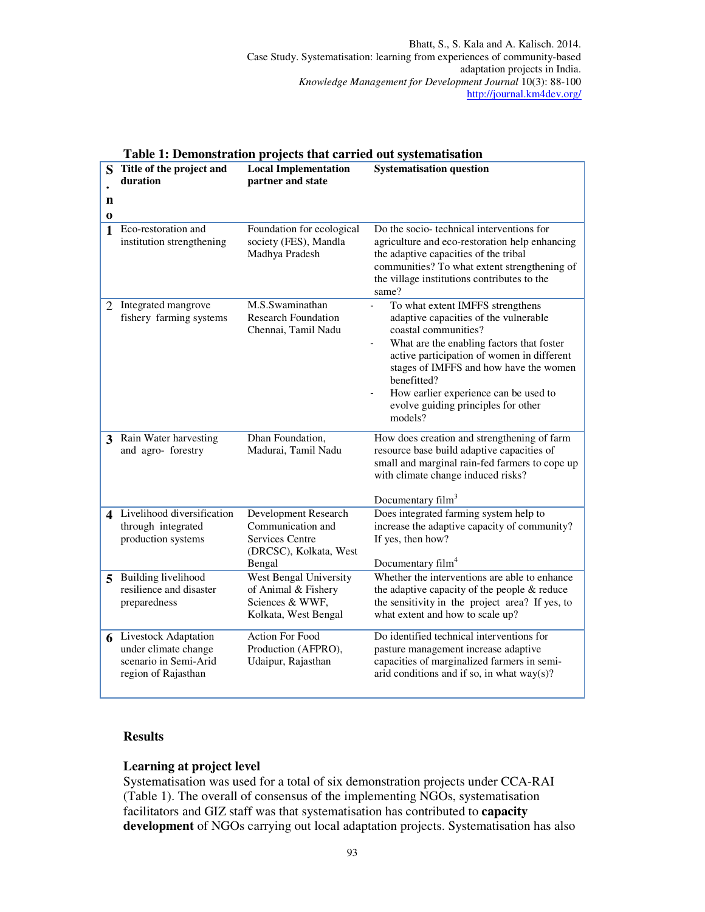**Table 1: Demonstration projects that carried out systematisation**

| S. no | Title of the project and duration | Local Implementation partner and state | Systematisation question |
|---|---|---|---|
| 1 | Eco-restoration and institution strengthening | Foundation for ecological society (FES), Mandla Madhya Pradesh | Do the socio- technical interventions for agriculture and eco-restoration help enhancing the adaptive capacities of the tribal communities? To what extent strengthening of the village institutions contributes to the same? |
| 2 | Integrated mangrove fishery farming systems | M.S.Swaminathan Research Foundation Chennai, Tamil Nadu | - To what extent IMFFS strengthens adaptive capacities of the vulnerable coastal communities? <br> - What are the enabling factors that foster active participation of women in different stages of IMFFS and how have the women benefitted? <br> - How earlier experience can be used to evolve guiding principles for other models? |
| 3 | Rain Water harvesting and agro- forestry | Dhan Foundation, Madurai, Tamil Nadu | How does creation and strengthening of farm resource base build adaptive capacities of small and marginal rain-fed farmers to cope up with climate change induced risks? <br><br> Documentary film[3] |
| 4 | Livelihood diversification through integrated production systems | Development Research Communication and Services Centre (DRCSC), Kolkata, West Bengal | Does integrated farming system help to increase the adaptive capacity of community? If yes, then how? <br><br> Documentary film[4] |
| 5 | Building livelihood resilience and disaster preparedness | West Bengal University of Animal & Fishery Sciences & WWF, Kolkata, West Bengal | Whether the interventions are able to enhance the adaptive capacity of the people & reduce the sensitivity in the project area? If yes, to what extent and how to scale up? |
| 6 | Livestock Adaptation under climate change scenario in Semi-Arid region of Rajasthan | Action For Food Production (AFPRO), Udaipur, Rajasthan | Do identified technical interventions for pasture management increase adaptive capacities of marginalized farmers in semi-arid conditions and if so, in what way(s)? |

## Results

### Learning at project level

Systematisation was used for a total of six demonstration projects under CCA-RAI (Table 1). The overall of consensus of the implementing NGOs, systematisation facilitators and GIZ staff was that systematisation has contributed to **capacity development** of NGOs carrying out local adaptation projects. Systematisation has also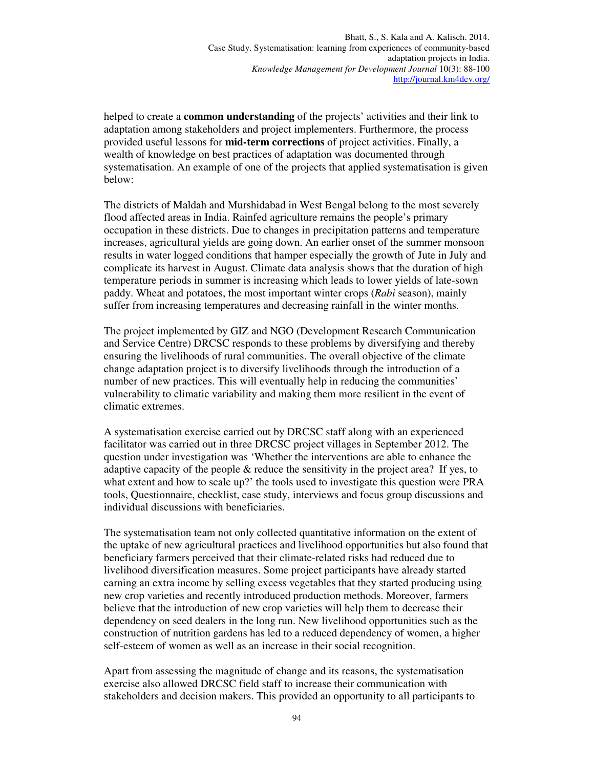helped to create a **common understanding** of the projects' activities and their link to adaptation among stakeholders and project implementers. Furthermore, the process provided useful lessons for **mid-term corrections** of project activities. Finally, a wealth of knowledge on best practices of adaptation was documented through systematisation. An example of one of the projects that applied systematisation is given below:

The districts of Maldah and Murshidabad in West Bengal belong to the most severely flood affected areas in India. Rainfed agriculture remains the people's primary occupation in these districts. Due to changes in precipitation patterns and temperature increases, agricultural yields are going down. An earlier onset of the summer monsoon results in water logged conditions that hamper especially the growth of Jute in July and complicate its harvest in August. Climate data analysis shows that the duration of high temperature periods in summer is increasing which leads to lower yields of late-sown paddy. Wheat and potatoes, the most important winter crops (*Rabi* season), mainly suffer from increasing temperatures and decreasing rainfall in the winter months.

The project implemented by GIZ and NGO (Development Research Communication and Service Centre) DRCSC responds to these problems by diversifying and thereby ensuring the livelihoods of rural communities. The overall objective of the climate change adaptation project is to diversify livelihoods through the introduction of a number of new practices. This will eventually help in reducing the communities' vulnerability to climatic variability and making them more resilient in the event of climatic extremes.

A systematisation exercise carried out by DRCSC staff along with an experienced facilitator was carried out in three DRCSC project villages in September 2012. The question under investigation was 'Whether the interventions are able to enhance the adaptive capacity of the people & reduce the sensitivity in the project area? If yes, to what extent and how to scale up?' the tools used to investigate this question were PRA tools, Questionnaire, checklist, case study, interviews and focus group discussions and individual discussions with beneficiaries.

The systematisation team not only collected quantitative information on the extent of the uptake of new agricultural practices and livelihood opportunities but also found that beneficiary farmers perceived that their climate-related risks had reduced due to livelihood diversification measures. Some project participants have already started earning an extra income by selling excess vegetables that they started producing using new crop varieties and recently introduced production methods. Moreover, farmers believe that the introduction of new crop varieties will help them to decrease their dependency on seed dealers in the long run. New livelihood opportunities such as the construction of nutrition gardens has led to a reduced dependency of women, a higher self-esteem of women as well as an increase in their social recognition.

Apart from assessing the magnitude of change and its reasons, the systematisation exercise also allowed DRCSC field staff to increase their communication with stakeholders and decision makers. This provided an opportunity to all participants to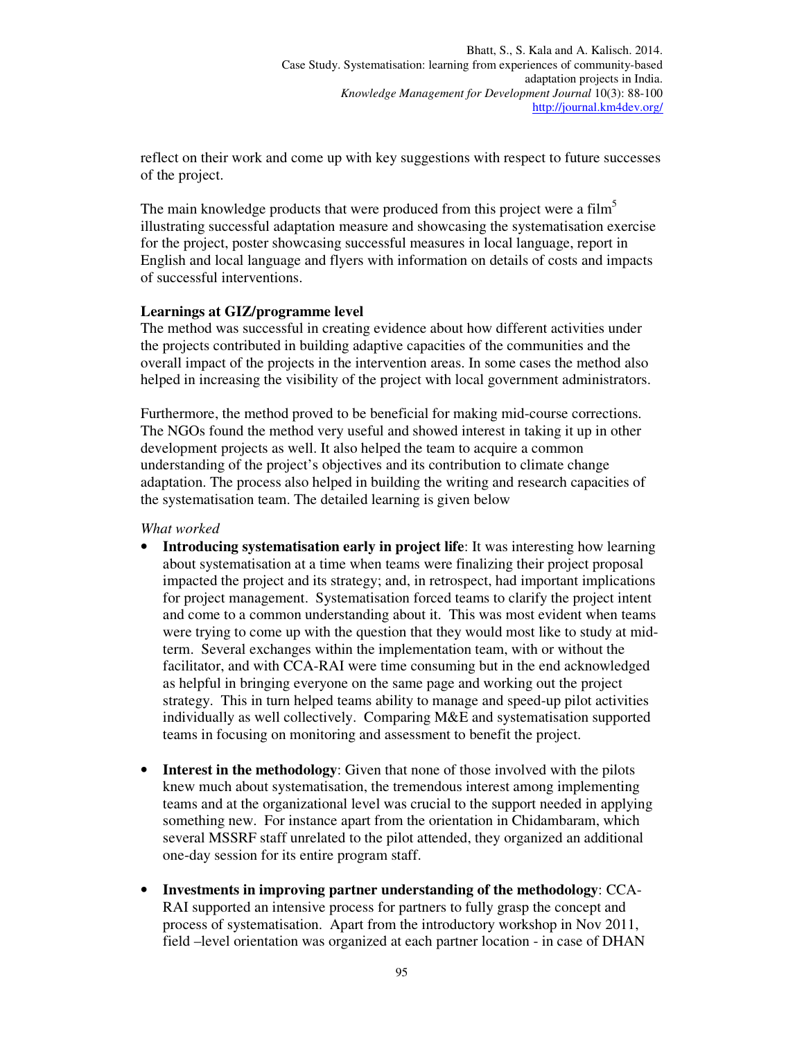reflect on their work and come up with key suggestions with respect to future successes of the project.

The main knowledge products that were produced from this project were a film[5] illustrating successful adaptation measure and showcasing the systematisation exercise for the project, poster showcasing successful measures in local language, report in English and local language and flyers with information on details of costs and impacts of successful interventions.

**Learnings at GIZ/programme level**

The method was successful in creating evidence about how different activities under the projects contributed in building adaptive capacities of the communities and the overall impact of the projects in the intervention areas. In some cases the method also helped in increasing the visibility of the project with local government administrators.

Furthermore, the method proved to be beneficial for making mid-course corrections. The NGOs found the method very useful and showed interest in taking it up in other development projects as well. It also helped the team to acquire a common understanding of the project's objectives and its contribution to climate change adaptation. The process also helped in building the writing and research capacities of the systematisation team. The detailed learning is given below

*What worked*

- **Introducing systematisation early in project life**: It was interesting how learning about systematisation at a time when teams were finalizing their project proposal impacted the project and its strategy; and, in retrospect, had important implications for project management. Systematisation forced teams to clarify the project intent and come to a common understanding about it. This was most evident when teams were trying to come up with the question that they would most like to study at mid-term. Several exchanges within the implementation team, with or without the facilitator, and with CCA-RAI were time consuming but in the end acknowledged as helpful in bringing everyone on the same page and working out the project strategy. This in turn helped teams ability to manage and speed-up pilot activities individually as well collectively. Comparing M&E and systematisation supported teams in focusing on monitoring and assessment to benefit the project.

- **Interest in the methodology**: Given that none of those involved with the pilots knew much about systematisation, the tremendous interest among implementing teams and at the organizational level was crucial to the support needed in applying something new. For instance apart from the orientation in Chidambaram, which several MSSRF staff unrelated to the pilot attended, they organized an additional one-day session for its entire program staff.

- **Investments in improving partner understanding of the methodology**: CCA-RAI supported an intensive process for partners to fully grasp the concept and process of systematisation. Apart from the introductory workshop in Nov 2011, field –level orientation was organized at each partner location - in case of DHAN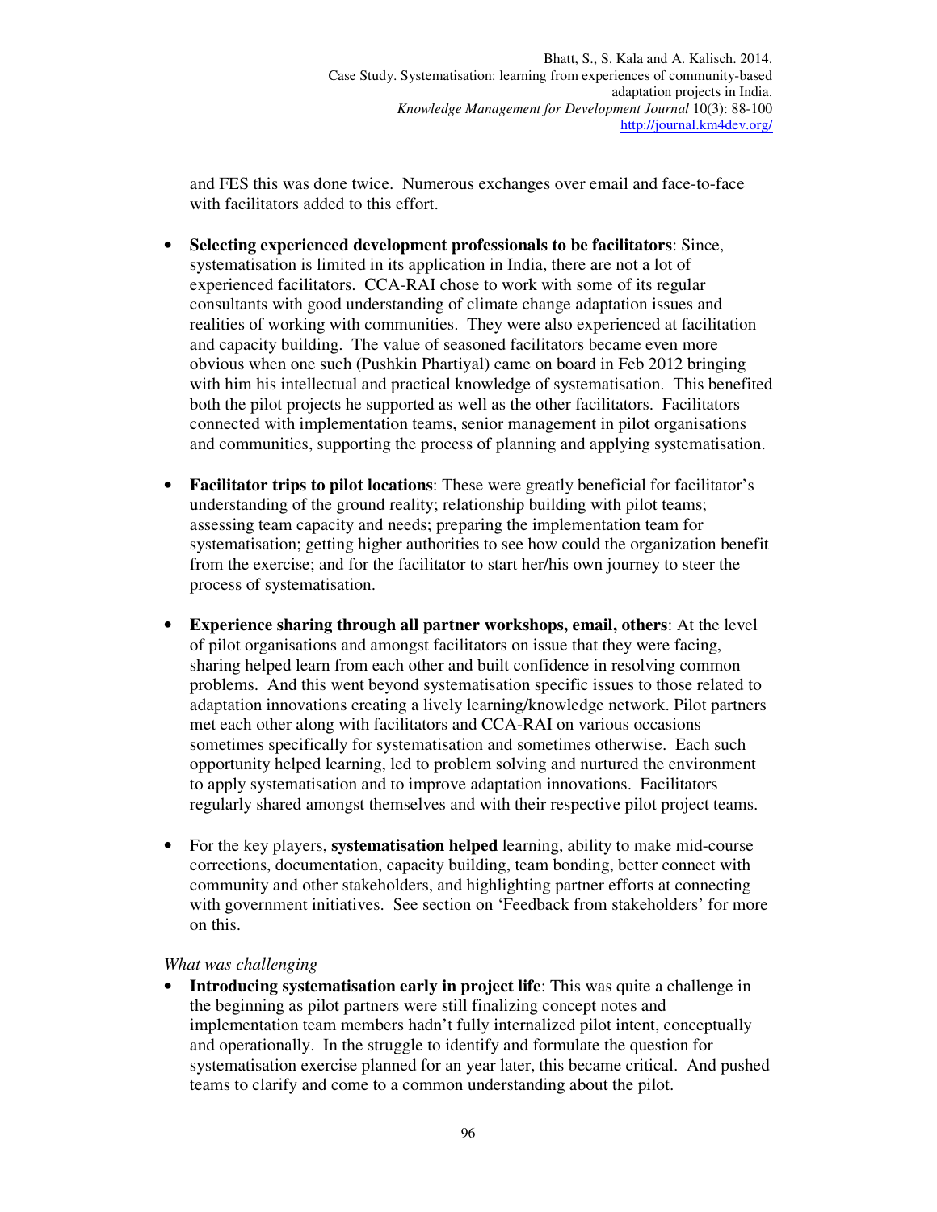and FES this was done twice. Numerous exchanges over email and face-to-face with facilitators added to this effort.

- **Selecting experienced development professionals to be facilitators**: Since, systematisation is limited in its application in India, there are not a lot of experienced facilitators. CCA-RAI chose to work with some of its regular consultants with good understanding of climate change adaptation issues and realities of working with communities. They were also experienced at facilitation and capacity building. The value of seasoned facilitators became even more obvious when one such (Pushkin Phartiyal) came on board in Feb 2012 bringing with him his intellectual and practical knowledge of systematisation. This benefited both the pilot projects he supported as well as the other facilitators. Facilitators connected with implementation teams, senior management in pilot organisations and communities, supporting the process of planning and applying systematisation.

- **Facilitator trips to pilot locations**: These were greatly beneficial for facilitator's understanding of the ground reality; relationship building with pilot teams; assessing team capacity and needs; preparing the implementation team for systematisation; getting higher authorities to see how could the organization benefit from the exercise; and for the facilitator to start her/his own journey to steer the process of systematisation.

- **Experience sharing through all partner workshops, email, others**: At the level of pilot organisations and amongst facilitators on issue that they were facing, sharing helped learn from each other and built confidence in resolving common problems. And this went beyond systematisation specific issues to those related to adaptation innovations creating a lively learning/knowledge network. Pilot partners met each other along with facilitators and CCA-RAI on various occasions sometimes specifically for systematisation and sometimes otherwise. Each such opportunity helped learning, led to problem solving and nurtured the environment to apply systematisation and to improve adaptation innovations. Facilitators regularly shared amongst themselves and with their respective pilot project teams.

- For the key players, **systematisation helped** learning, ability to make mid-course corrections, documentation, capacity building, team bonding, better connect with community and other stakeholders, and highlighting partner efforts at connecting with government initiatives. See section on 'Feedback from stakeholders' for more on this.

*What was challenging*

- **Introducing systematisation early in project life**: This was quite a challenge in the beginning as pilot partners were still finalizing concept notes and implementation team members hadn't fully internalized pilot intent, conceptually and operationally. In the struggle to identify and formulate the question for systematisation exercise planned for an year later, this became critical. And pushed teams to clarify and come to a common understanding about the pilot.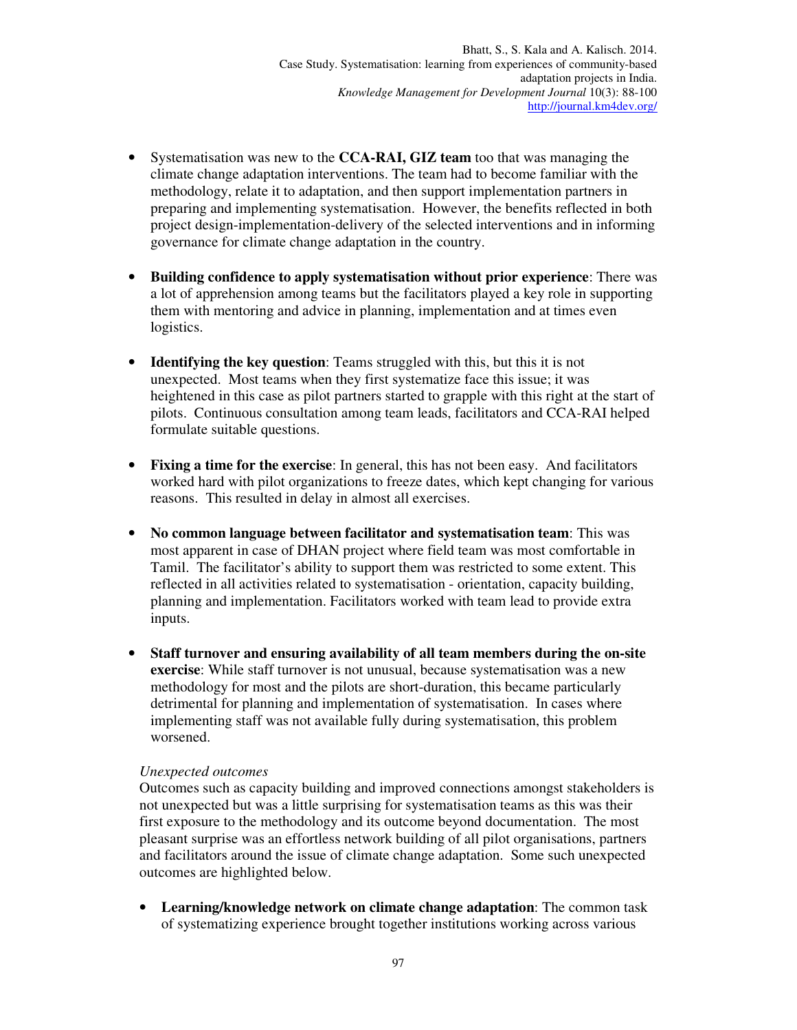- Systematisation was new to the **CCA-RAI, GIZ team** too that was managing the climate change adaptation interventions. The team had to become familiar with the methodology, relate it to adaptation, and then support implementation partners in preparing and implementing systematisation. However, the benefits reflected in both project design-implementation-delivery of the selected interventions and in informing governance for climate change adaptation in the country.

- **Building confidence to apply systematisation without prior experience**: There was a lot of apprehension among teams but the facilitators played a key role in supporting them with mentoring and advice in planning, implementation and at times even logistics.

- **Identifying the key question**: Teams struggled with this, but this it is not unexpected. Most teams when they first systematize face this issue; it was heightened in this case as pilot partners started to grapple with this right at the start of pilots. Continuous consultation among team leads, facilitators and CCA-RAI helped formulate suitable questions.

- **Fixing a time for the exercise**: In general, this has not been easy. And facilitators worked hard with pilot organizations to freeze dates, which kept changing for various reasons. This resulted in delay in almost all exercises.

- **No common language between facilitator and systematisation team**: This was most apparent in case of DHAN project where field team was most comfortable in Tamil. The facilitator's ability to support them was restricted to some extent. This reflected in all activities related to systematisation - orientation, capacity building, planning and implementation. Facilitators worked with team lead to provide extra inputs.

- **Staff turnover and ensuring availability of all team members during the on-site exercise**: While staff turnover is not unusual, because systematisation was a new methodology for most and the pilots are short-duration, this became particularly detrimental for planning and implementation of systematisation. In cases where implementing staff was not available fully during systematisation, this problem worsened.

*Unexpected outcomes*

Outcomes such as capacity building and improved connections amongst stakeholders is not unexpected but was a little surprising for systematisation teams as this was their first exposure to the methodology and its outcome beyond documentation. The most pleasant surprise was an effortless network building of all pilot organisations, partners and facilitators around the issue of climate change adaptation. Some such unexpected outcomes are highlighted below.

- **Learning/knowledge network on climate change adaptation**: The common task of systematizing experience brought together institutions working across various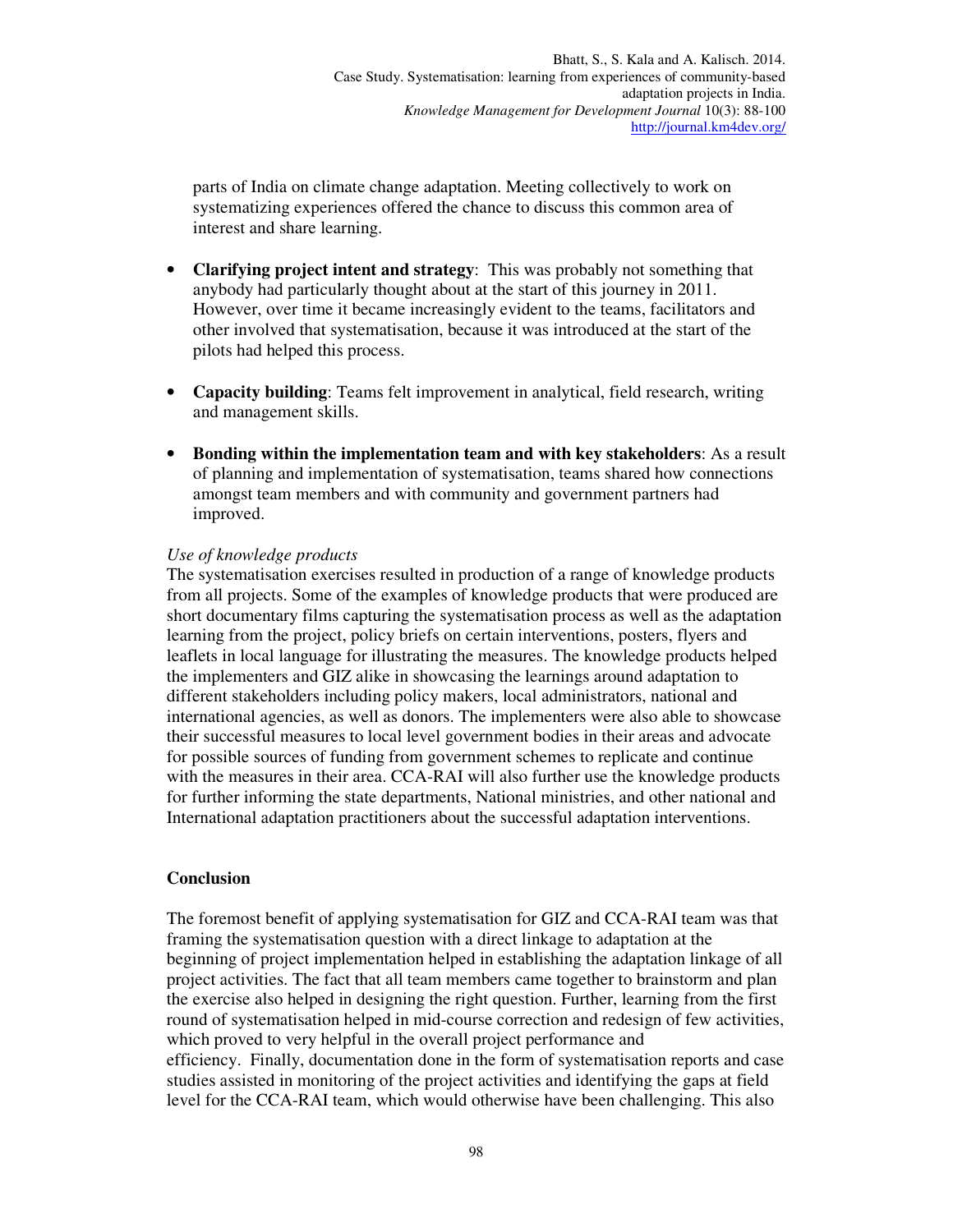parts of India on climate change adaptation. Meeting collectively to work on systematizing experiences offered the chance to discuss this common area of interest and share learning.

- **Clarifying project intent and strategy**: This was probably not something that anybody had particularly thought about at the start of this journey in 2011. However, over time it became increasingly evident to the teams, facilitators and other involved that systematisation, because it was introduced at the start of the pilots had helped this process.

- **Capacity building**: Teams felt improvement in analytical, field research, writing and management skills.

- **Bonding within the implementation team and with key stakeholders**: As a result of planning and implementation of systematisation, teams shared how connections amongst team members and with community and government partners had improved.

*Use of knowledge products*

The systematisation exercises resulted in production of a range of knowledge products from all projects. Some of the examples of knowledge products that were produced are short documentary films capturing the systematisation process as well as the adaptation learning from the project, policy briefs on certain interventions, posters, flyers and leaflets in local language for illustrating the measures. The knowledge products helped the implementers and GIZ alike in showcasing the learnings around adaptation to different stakeholders including policy makers, local administrators, national and international agencies, as well as donors. The implementers were also able to showcase their successful measures to local level government bodies in their areas and advocate for possible sources of funding from government schemes to replicate and continue with the measures in their area. CCA-RAI will also further use the knowledge products for further informing the state departments, National ministries, and other national and International adaptation practitioners about the successful adaptation interventions.

## Conclusion

The foremost benefit of applying systematisation for GIZ and CCA-RAI team was that framing the systematisation question with a direct linkage to adaptation at the beginning of project implementation helped in establishing the adaptation linkage of all project activities. The fact that all team members came together to brainstorm and plan the exercise also helped in designing the right question. Further, learning from the first round of systematisation helped in mid-course correction and redesign of few activities, which proved to very helpful in the overall project performance and efficiency. Finally, documentation done in the form of systematisation reports and case studies assisted in monitoring of the project activities and identifying the gaps at field level for the CCA-RAI team, which would otherwise have been challenging. This also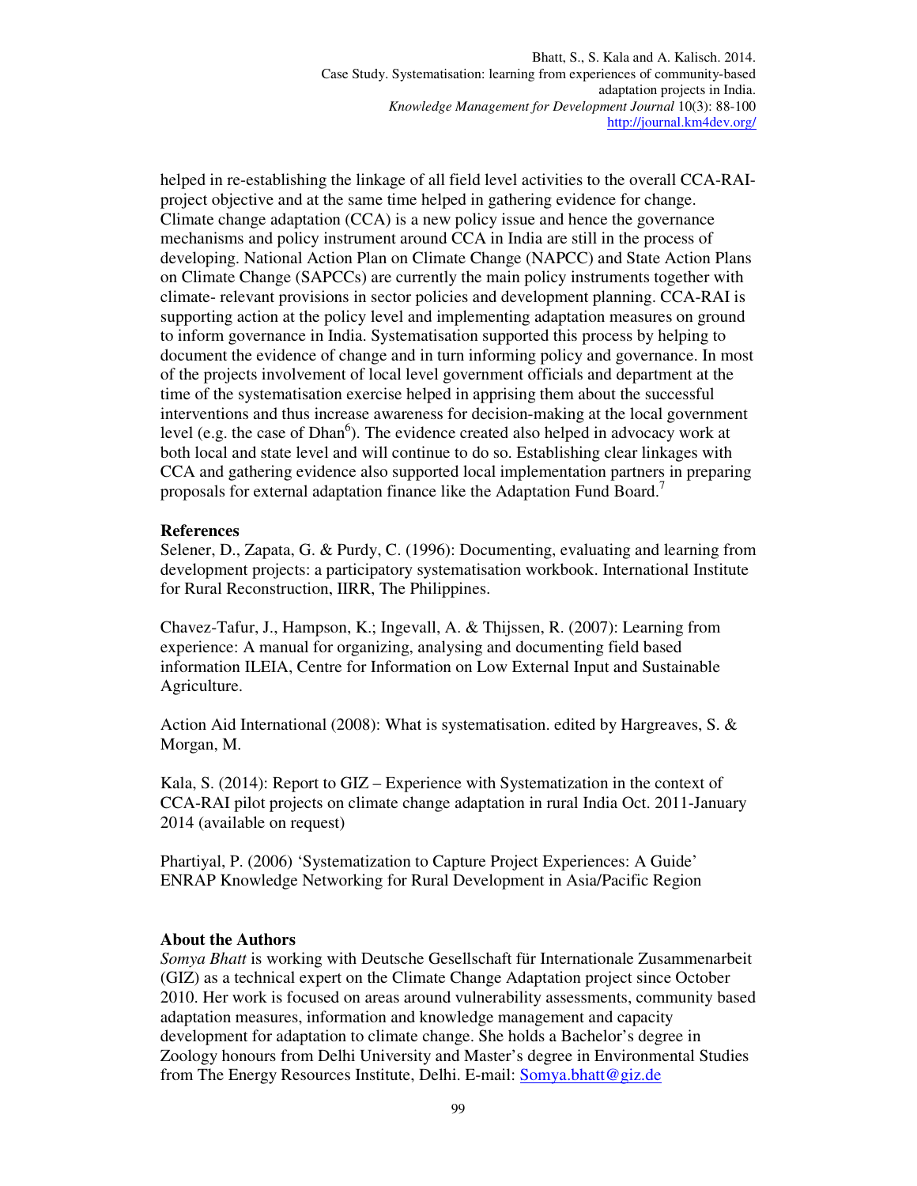helped in re-establishing the linkage of all field level activities to the overall CCA-RAI-project objective and at the same time helped in gathering evidence for change. Climate change adaptation (CCA) is a new policy issue and hence the governance mechanisms and policy instrument around CCA in India are still in the process of developing. National Action Plan on Climate Change (NAPCC) and State Action Plans on Climate Change (SAPCCs) are currently the main policy instruments together with climate- relevant provisions in sector policies and development planning. CCA-RAI is supporting action at the policy level and implementing adaptation measures on ground to inform governance in India. Systematisation supported this process by helping to document the evidence of change and in turn informing policy and governance. In most of the projects involvement of local level government officials and department at the time of the systematisation exercise helped in apprising them about the successful interventions and thus increase awareness for decision-making at the local government level (e.g. the case of Dhan[6]). The evidence created also helped in advocacy work at both local and state level and will continue to do so. Establishing clear linkages with CCA and gathering evidence also supported local implementation partners in preparing proposals for external adaptation finance like the Adaptation Fund Board.[7]

**References**

Selener, D., Zapata, G. & Purdy, C. (1996): Documenting, evaluating and learning from development projects: a participatory systematisation workbook. International Institute for Rural Reconstruction, IIRR, The Philippines.

Chavez-Tafur, J., Hampson, K.; Ingevall, A. & Thijssen, R. (2007): Learning from experience: A manual for organizing, analysing and documenting field based information ILEIA, Centre for Information on Low External Input and Sustainable Agriculture.

Action Aid International (2008): What is systematisation. edited by Hargreaves, S. & Morgan, M.

Kala, S. (2014): Report to GIZ – Experience with Systematization in the context of CCA-RAI pilot projects on climate change adaptation in rural India Oct. 2011-January 2014 (available on request)

Phartiyal, P. (2006) 'Systematization to Capture Project Experiences: A Guide' ENRAP Knowledge Networking for Rural Development in Asia/Pacific Region

**About the Authors**

*Somya Bhatt* is working with Deutsche Gesellschaft für Internationale Zusammenarbeit (GIZ) as a technical expert on the Climate Change Adaptation project since October 2010. Her work is focused on areas around vulnerability assessments, community based adaptation measures, information and knowledge management and capacity development for adaptation to climate change. She holds a Bachelor's degree in Zoology honours from Delhi University and Master's degree in Environmental Studies from The Energy Resources Institute, Delhi. E-mail: Somya.bhatt@giz.de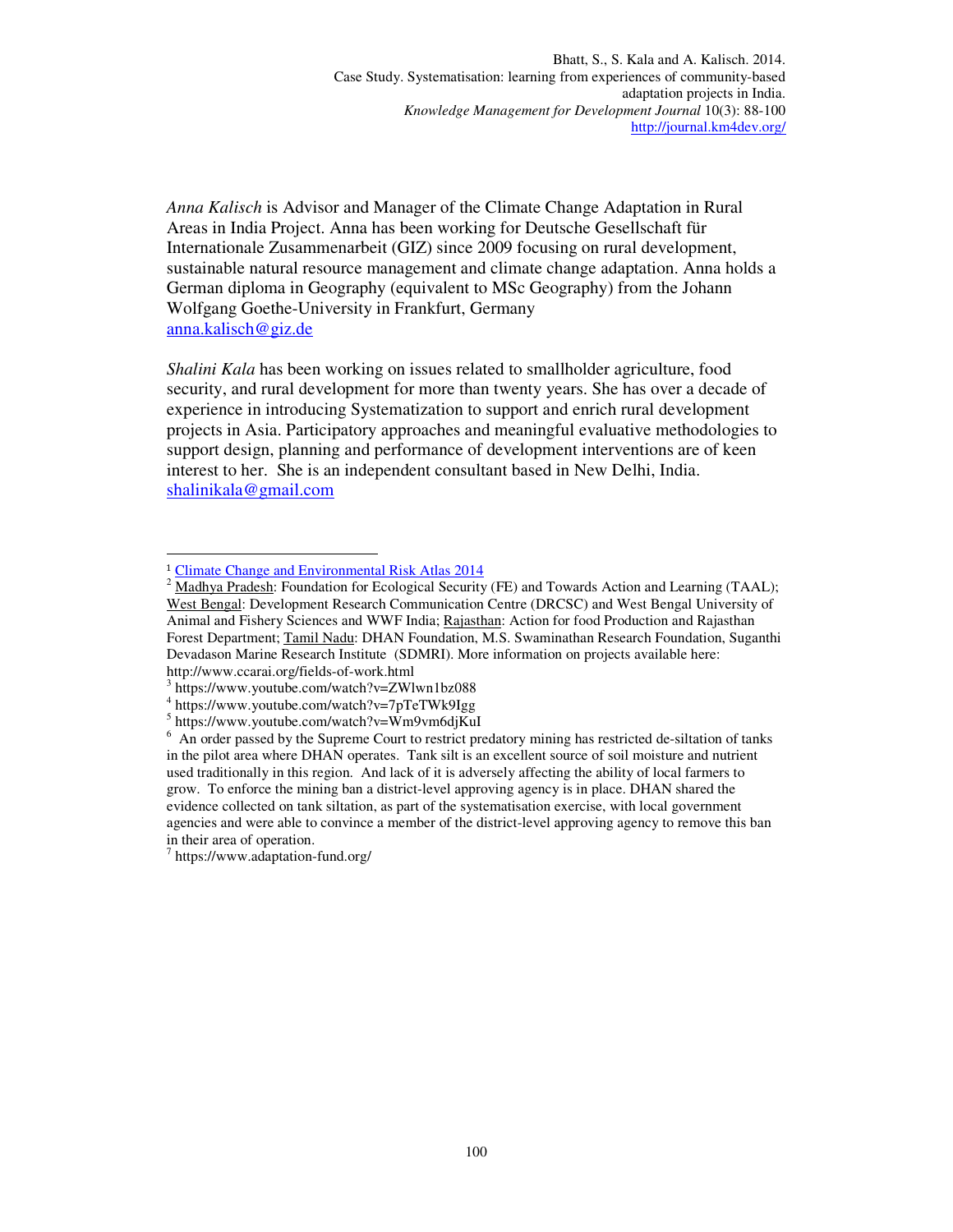*Anna Kalisch* is Advisor and Manager of the Climate Change Adaptation in Rural Areas in India Project. Anna has been working for Deutsche Gesellschaft für Internationale Zusammenarbeit (GIZ) since 2009 focusing on rural development, sustainable natural resource management and climate change adaptation. Anna holds a German diploma in Geography (equivalent to MSc Geography) from the Johann Wolfgang Goethe-University in Frankfurt, Germany
anna.kalisch@giz.de

*Shalini Kala* has been working on issues related to smallholder agriculture, food security, and rural development for more than twenty years. She has over a decade of experience in introducing Systematization to support and enrich rural development projects in Asia. Participatory approaches and meaningful evaluative methodologies to support design, planning and performance of development interventions are of keen interest to her. She is an independent consultant based in New Delhi, India.
shalinikala@gmail.com

---

[1] Climate Change and Environmental Risk Atlas 2014

[2] Madhya Pradesh: Foundation for Ecological Security (FE) and Towards Action and Learning (TAAL); West Bengal: Development Research Communication Centre (DRCSC) and West Bengal University of Animal and Fishery Sciences and WWF India; Rajasthan: Action for food Production and Rajasthan Forest Department; Tamil Nadu: DHAN Foundation, M.S. Swaminathan Research Foundation, Suganthi Devadason Marine Research Institute (SDMRI). More information on projects available here: http://www.ccarai.org/fields-of-work.html

[3] https://www.youtube.com/watch?v=ZWlwn1bz088

[4] https://www.youtube.com/watch?v=7pTeTWk9Igg

[5] https://www.youtube.com/watch?v=Wm9vm6djKuI

[6] An order passed by the Supreme Court to restrict predatory mining has restricted de-siltation of tanks in the pilot area where DHAN operates. Tank silt is an excellent source of soil moisture and nutrient used traditionally in this region. And lack of it is adversely affecting the ability of local farmers to grow. To enforce the mining ban a district-level approving agency is in place. DHAN shared the evidence collected on tank siltation, as part of the systematisation exercise, with local government agencies and were able to convince a member of the district-level approving agency to remove this ban in their area of operation.

[7] https://www.adaptation-fund.org/